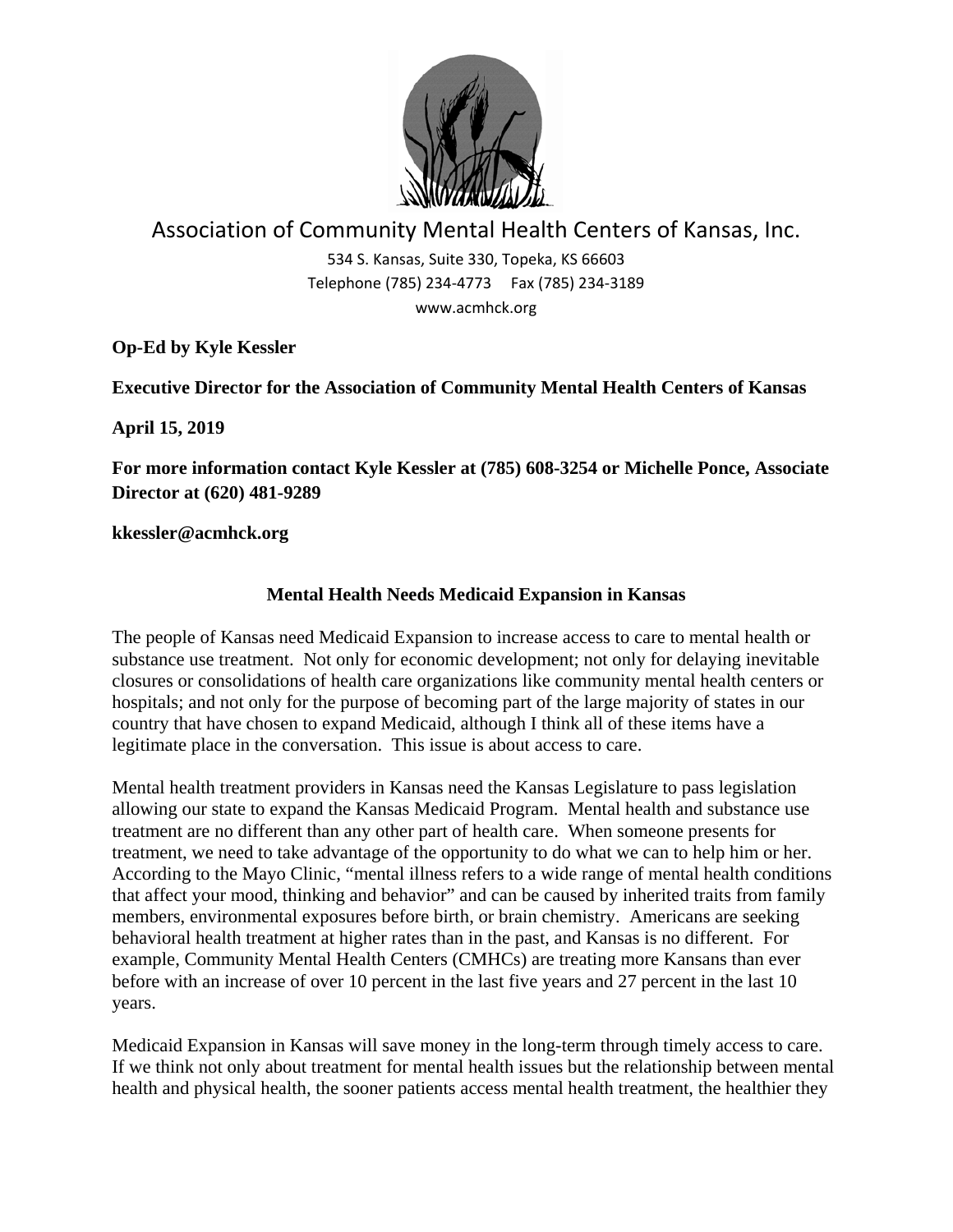# Association of Community Mental Health Centers of Kansas, Inc.

534 S. Kansas, Suite 330, Topeka, KS 66603
Telephone (785) 234-4773 Fax (785) 234-3189
www.acmhck.org

**Op-Ed by Kyle Kessler**

**Executive Director for the Association of Community Mental Health Centers of Kansas**

**April 15, 2019**

**For more information contact Kyle Kessler at (785) 608-3254 or Michelle Ponce, Associate Director at (620) 481-9289**

**kkessler@acmhck.org**

## Mental Health Needs Medicaid Expansion in Kansas

The people of Kansas need Medicaid Expansion to increase access to care to mental health or substance use treatment. Not only for economic development; not only for delaying inevitable closures or consolidations of health care organizations like community mental health centers or hospitals; and not only for the purpose of becoming part of the large majority of states in our country that have chosen to expand Medicaid, although I think all of these items have a legitimate place in the conversation. This issue is about access to care.

Mental health treatment providers in Kansas need the Kansas Legislature to pass legislation allowing our state to expand the Kansas Medicaid Program. Mental health and substance use treatment are no different than any other part of health care. When someone presents for treatment, we need to take advantage of the opportunity to do what we can to help him or her. According to the Mayo Clinic, "mental illness refers to a wide range of mental health conditions that affect your mood, thinking and behavior" and can be caused by inherited traits from family members, environmental exposures before birth, or brain chemistry. Americans are seeking behavioral health treatment at higher rates than in the past, and Kansas is no different. For example, Community Mental Health Centers (CMHCs) are treating more Kansans than ever before with an increase of over 10 percent in the last five years and 27 percent in the last 10 years.

Medicaid Expansion in Kansas will save money in the long-term through timely access to care. If we think not only about treatment for mental health issues but the relationship between mental health and physical health, the sooner patients access mental health treatment, the healthier they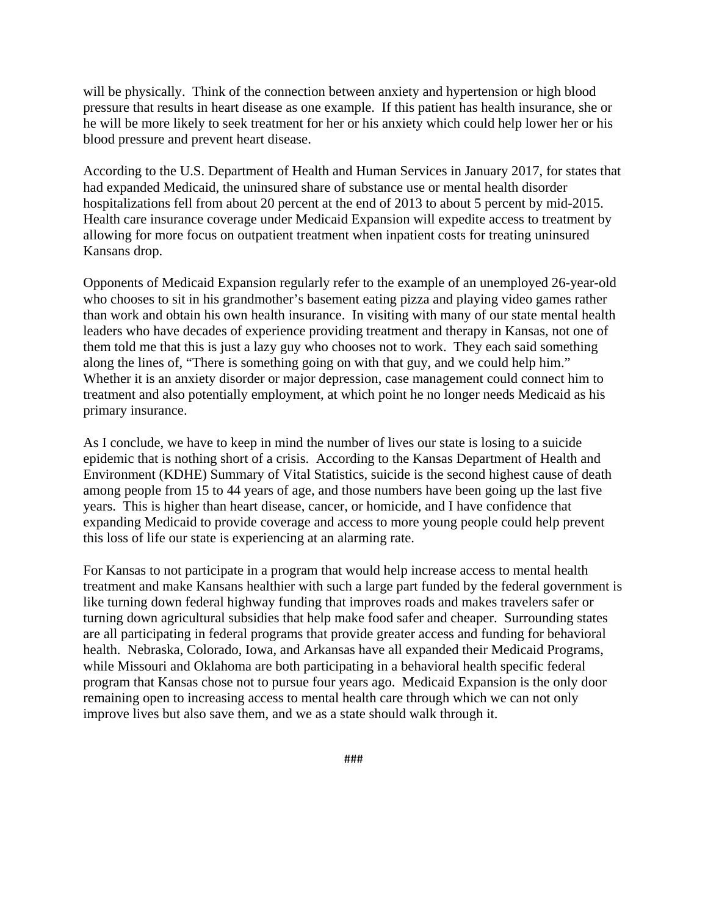will be physically. Think of the connection between anxiety and hypertension or high blood pressure that results in heart disease as one example. If this patient has health insurance, she or he will be more likely to seek treatment for her or his anxiety which could help lower her or his blood pressure and prevent heart disease.

According to the U.S. Department of Health and Human Services in January 2017, for states that had expanded Medicaid, the uninsured share of substance use or mental health disorder hospitalizations fell from about 20 percent at the end of 2013 to about 5 percent by mid-2015. Health care insurance coverage under Medicaid Expansion will expedite access to treatment by allowing for more focus on outpatient treatment when inpatient costs for treating uninsured Kansans drop.

Opponents of Medicaid Expansion regularly refer to the example of an unemployed 26-year-old who chooses to sit in his grandmother's basement eating pizza and playing video games rather than work and obtain his own health insurance. In visiting with many of our state mental health leaders who have decades of experience providing treatment and therapy in Kansas, not one of them told me that this is just a lazy guy who chooses not to work. They each said something along the lines of, "There is something going on with that guy, and we could help him." Whether it is an anxiety disorder or major depression, case management could connect him to treatment and also potentially employment, at which point he no longer needs Medicaid as his primary insurance.

As I conclude, we have to keep in mind the number of lives our state is losing to a suicide epidemic that is nothing short of a crisis. According to the Kansas Department of Health and Environment (KDHE) Summary of Vital Statistics, suicide is the second highest cause of death among people from 15 to 44 years of age, and those numbers have been going up the last five years. This is higher than heart disease, cancer, or homicide, and I have confidence that expanding Medicaid to provide coverage and access to more young people could help prevent this loss of life our state is experiencing at an alarming rate.

For Kansas to not participate in a program that would help increase access to mental health treatment and make Kansans healthier with such a large part funded by the federal government is like turning down federal highway funding that improves roads and makes travelers safer or turning down agricultural subsidies that help make food safer and cheaper. Surrounding states are all participating in federal programs that provide greater access and funding for behavioral health. Nebraska, Colorado, Iowa, and Arkansas have all expanded their Medicaid Programs, while Missouri and Oklahoma are both participating in a behavioral health specific federal program that Kansas chose not to pursue four years ago. Medicaid Expansion is the only door remaining open to increasing access to mental health care through which we can not only improve lives but also save them, and we as a state should walk through it.

###